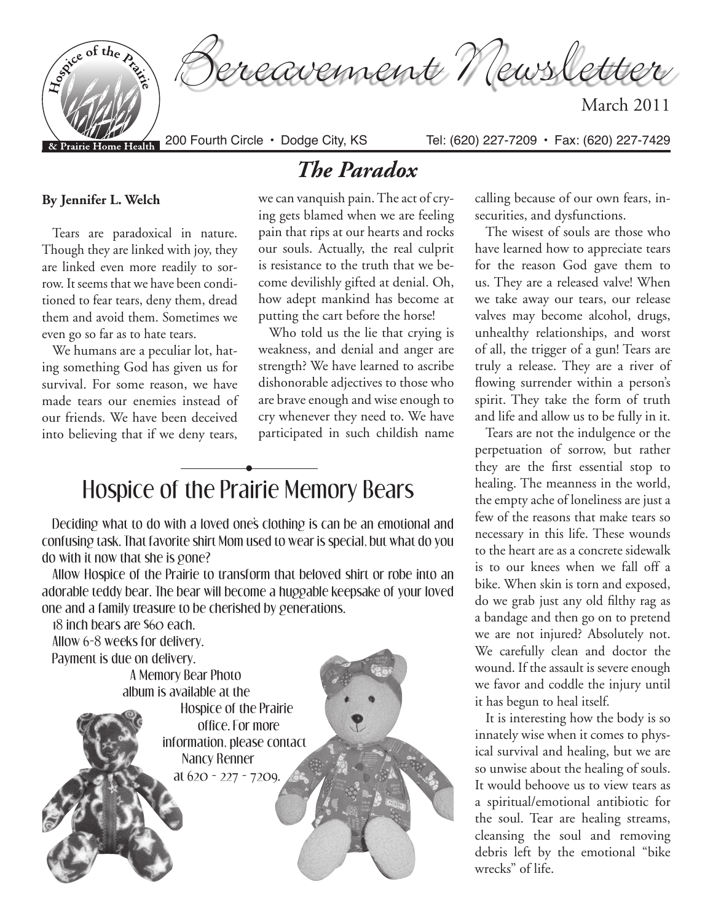# Bereavement Newsletter

March 2011

200 Fourth Circle • Dodge City, KS Tel: (620) 227-7209 • Fax: (620) 227-7429

## *The Paradox*

**By Jennifer L. Welch**

Tears are paradoxical in nature. Though they are linked with joy, they are linked even more readily to sorrow. It seems that we have been conditioned to fear tears, deny them, dread them and avoid them. Sometimes we even go so far as to hate tears.

We humans are a peculiar lot, hating something God has given us for survival. For some reason, we have made tears our enemies instead of our friends. We have been deceived into believing that if we deny tears, we can vanquish pain. The act of crying gets blamed when we are feeling pain that rips at our hearts and rocks our souls. Actually, the real culprit is resistance to the truth that we become devilishly gifted at denial. Oh, how adept mankind has become at putting the cart before the horse!

Who told us the lie that crying is weakness, and denial and anger are strength? We have learned to ascribe dishonorable adjectives to those who are brave enough and wise enough to cry whenever they need to. We have participated in such childish name calling because of our own fears, insecurities, and dysfunctions.

The wisest of souls are those who have learned how to appreciate tears for the reason God gave them to us. They are a released valve! When we take away our tears, our release valves may become alcohol, drugs, unhealthy relationships, and worst of all, the trigger of a gun! Tears are truly a release. They are a river of flowing surrender within a person's spirit. They take the form of truth and life and allow us to be fully in it.

Tears are not the indulgence or the perpetuation of sorrow, but rather they are the first essential stop to healing. The meanness in the world, the empty ache of loneliness are just a few of the reasons that make tears so necessary in this life. These wounds to the heart are as a concrete sidewalk is to our knees when we fall off a bike. When skin is torn and exposed, do we grab just any old filthy rag as a bandage and then go on to pretend we are not injured? Absolutely not. We carefully clean and doctor the wound. If the assault is severe enough we favor and coddle the injury until it has begun to heal itself.

It is interesting how the body is so innately wise when it comes to physical survival and healing, but we are so unwise about the healing of souls. It would behoove us to view tears as a spiritual/emotional antibiotic for the soul. Tear are healing streams, cleansing the soul and removing debris left by the emotional "bike wrecks" of life.

## Hospice of the Prairie Memory Bears

Deciding what to do with a loved one's clothing is can be an emotional and confusing task. That favorite shirt Mom used to wear is special, but what do you do with it now that she is gone?

Allow Hospice of the Prairie to transform that beloved shirt or robe into an adorable teddy bear. The bear will become a huggable keepsake of your loved one and a family treasure to be cherished by generations.

18 inch bears are $60 each.
Allow 6-8 weeks for delivery.
Payment is due on delivery.

A Memory Bear Photo album is available at the Hospice of the Prairie office. For more information, please contact Nancy Renner at 620 - 227 - 7209.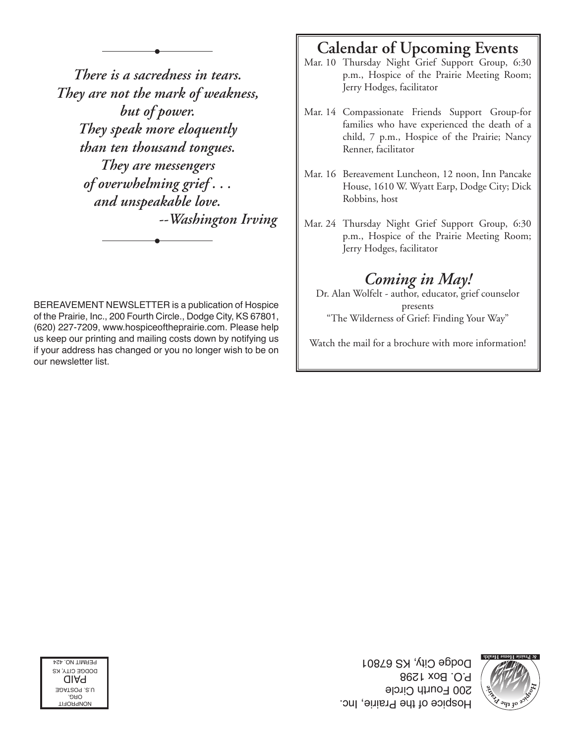*There is a sacredness in tears.*
*They are not the mark of weakness,*
*but of power.*
*They speak more eloquently*
*than ten thousand tongues.*
*They are messengers*
*of overwhelming grief . . .*
*and unspeakable love.*
*--Washington Irving*

BEREAVEMENT NEWSLETTER is a publication of Hospice of the Prairie, Inc., 200 Fourth Circle., Dodge City, KS 67801, (620) 227-7209, www.hospiceoftheprairie.com. Please help us keep our printing and mailing costs down by notifying us if your address has changed or you no longer wish to be on our newsletter list.

## Calendar of Upcoming Events

Mar. 10 Thursday Night Grief Support Group, 6:30 p.m., Hospice of the Prairie Meeting Room; Jerry Hodges, facilitator

Mar. 14 Compassionate Friends Support Group-for families who have experienced the death of a child, 7 p.m., Hospice of the Prairie; Nancy Renner, facilitator

Mar. 16 Bereavement Luncheon, 12 noon, Inn Pancake House, 1610 W. Wyatt Earp, Dodge City; Dick Robbins, host

Mar. 24 Thursday Night Grief Support Group, 6:30 p.m., Hospice of the Prairie Meeting Room; Jerry Hodges, facilitator

### *Coming in May!*

Dr. Alan Wolfelt - author, educator, grief counselor
presents
"The Wilderness of Grief: Finding Your Way"

Watch the mail for a brochure with more information!

Hospice of the Prairie & Prairie Home Health

Hospice of the Prairie, Inc.
200 Fourth Circle
P.O. Box 1298
Dodge City, KS 67801

NONPROFIT
ORG.
U.S. POSTAGE
PAID
DODGE CITY, KS
PERMIT NO. 424